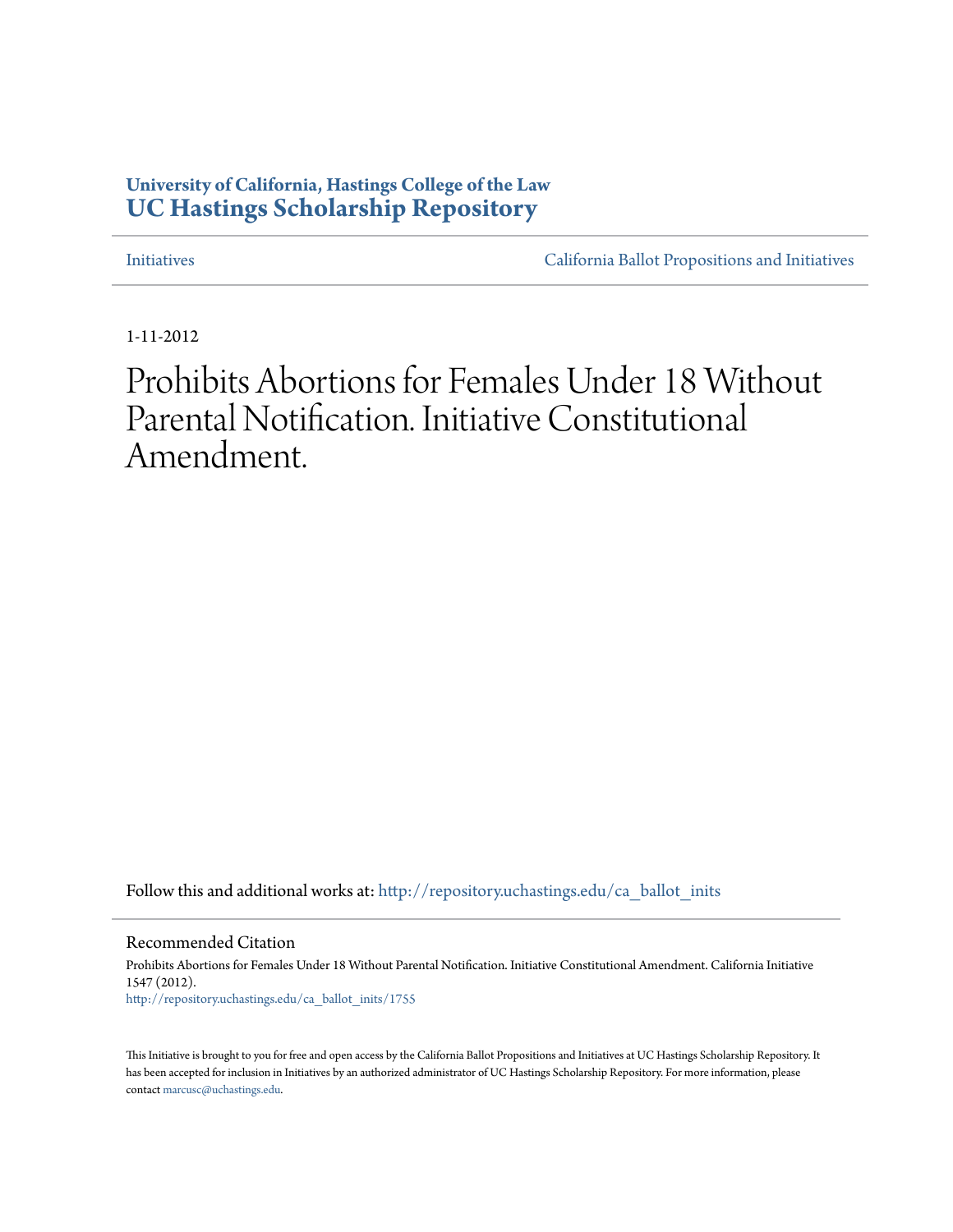**University of California, Hastings College of the Law**
**UC Hastings Scholarship Repository**

Initiatives | California Ballot Propositions and Initiatives

1-11-2012

# Prohibits Abortions for Females Under 18 Without Parental Notification. Initiative Constitutional Amendment.

Follow this and additional works at: http://repository.uchastings.edu/ca_ballot_inits

## Recommended Citation

Prohibits Abortions for Females Under 18 Without Parental Notification. Initiative Constitutional Amendment. California Initiative 1547 (2012).
http://repository.uchastings.edu/ca_ballot_inits/1755

This Initiative is brought to you for free and open access by the California Ballot Propositions and Initiatives at UC Hastings Scholarship Repository. It has been accepted for inclusion in Initiatives by an authorized administrator of UC Hastings Scholarship Repository. For more information, please contact marcusc@uchastings.edu.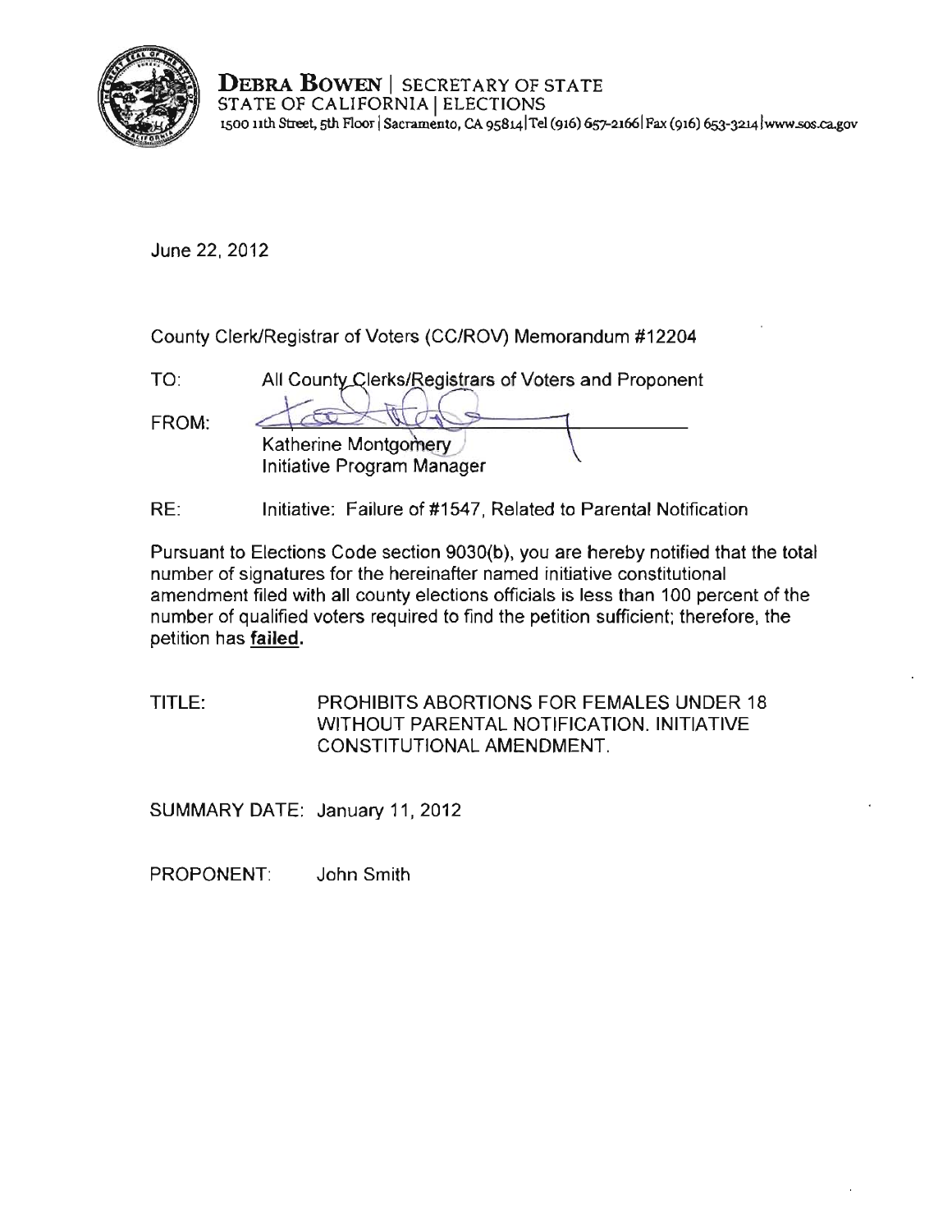**DEBRA BOWEN** | SECRETARY OF STATE
STATE OF CALIFORNIA | ELECTIONS
1500 11th Street, 5th Floor | Sacramento, CA 95814 | Tel (916) 657-2166 | Fax (916) 653-3214 | www.sos.ca.gov

June 22, 2012

County Clerk/Registrar of Voters (CC/ROV) Memorandum #12204

TO: All County Clerks/Registrars of Voters and Proponent

FROM: Katherine Montgomery
Initiative Program Manager

RE: Initiative: Failure of #1547, Related to Parental Notification

Pursuant to Elections Code section 9030(b), you are hereby notified that the total number of signatures for the hereinafter named initiative constitutional amendment filed with all county elections officials is less than 100 percent of the number of qualified voters required to find the petition sufficient; therefore, the petition has **failed.**

TITLE: PROHIBITS ABORTIONS FOR FEMALES UNDER 18 WITHOUT PARENTAL NOTIFICATION. INITIATIVE CONSTITUTIONAL AMENDMENT.

SUMMARY DATE: January 11, 2012

PROPONENT: John Smith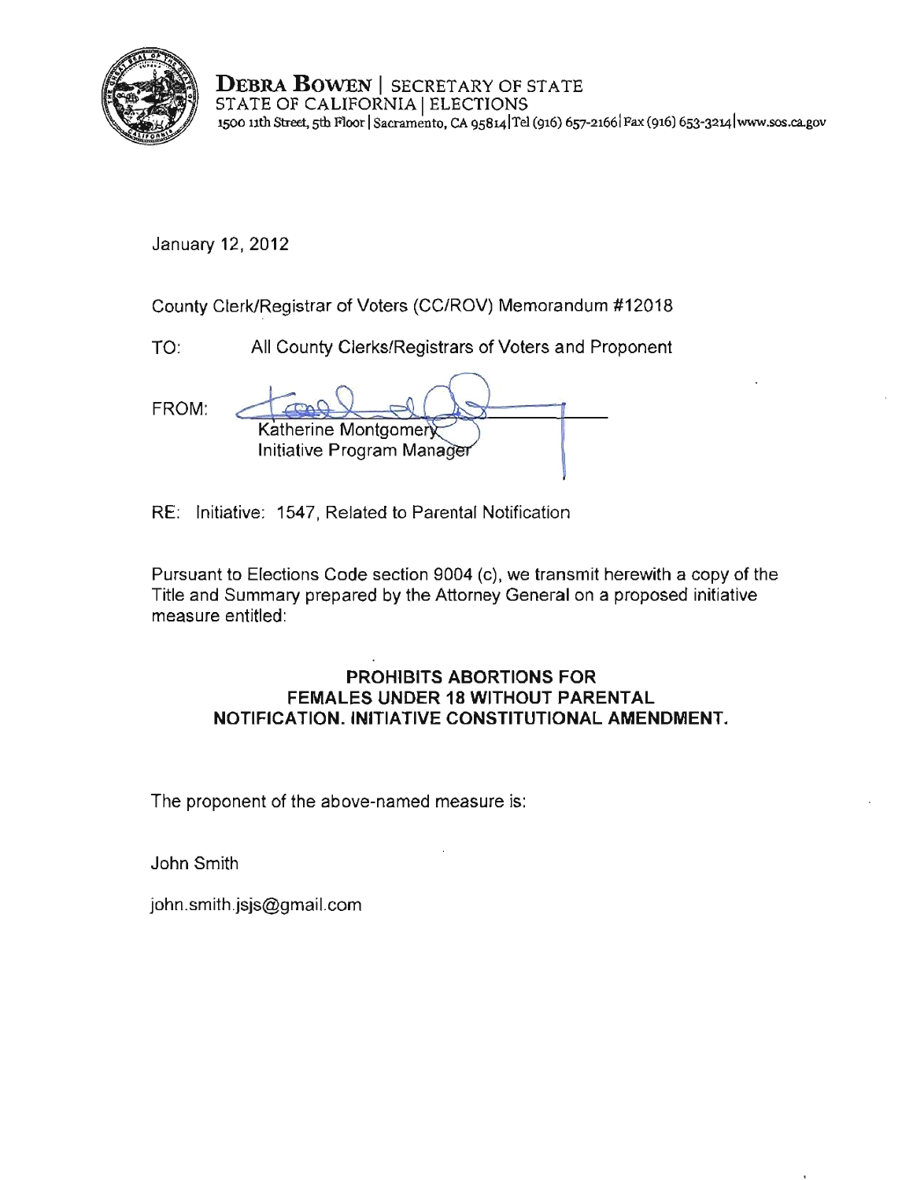**DEBRA BOWEN** | SECRETARY OF STATE
STATE OF CALIFORNIA | ELECTIONS
1500 11th Street, 5th Floor | Sacramento, CA 95814 | Tel (916) 657-2166 | Fax (916) 653-3214 | www.sos.ca.gov

January 12, 2012

County Clerk/Registrar of Voters (CC/ROV) Memorandum #12018

TO: All County Clerks/Registrars of Voters and Proponent

FROM: Katherine Montgomery
Initiative Program Manager

RE: Initiative: 1547, Related to Parental Notification

Pursuant to Elections Code section 9004 (c), we transmit herewith a copy of the Title and Summary prepared by the Attorney General on a proposed initiative measure entitled:

**PROHIBITS ABORTIONS FOR FEMALES UNDER 18 WITHOUT PARENTAL NOTIFICATION. INITIATIVE CONSTITUTIONAL AMENDMENT.**

The proponent of the above-named measure is:

John Smith

john.smith.jsjs@gmail.com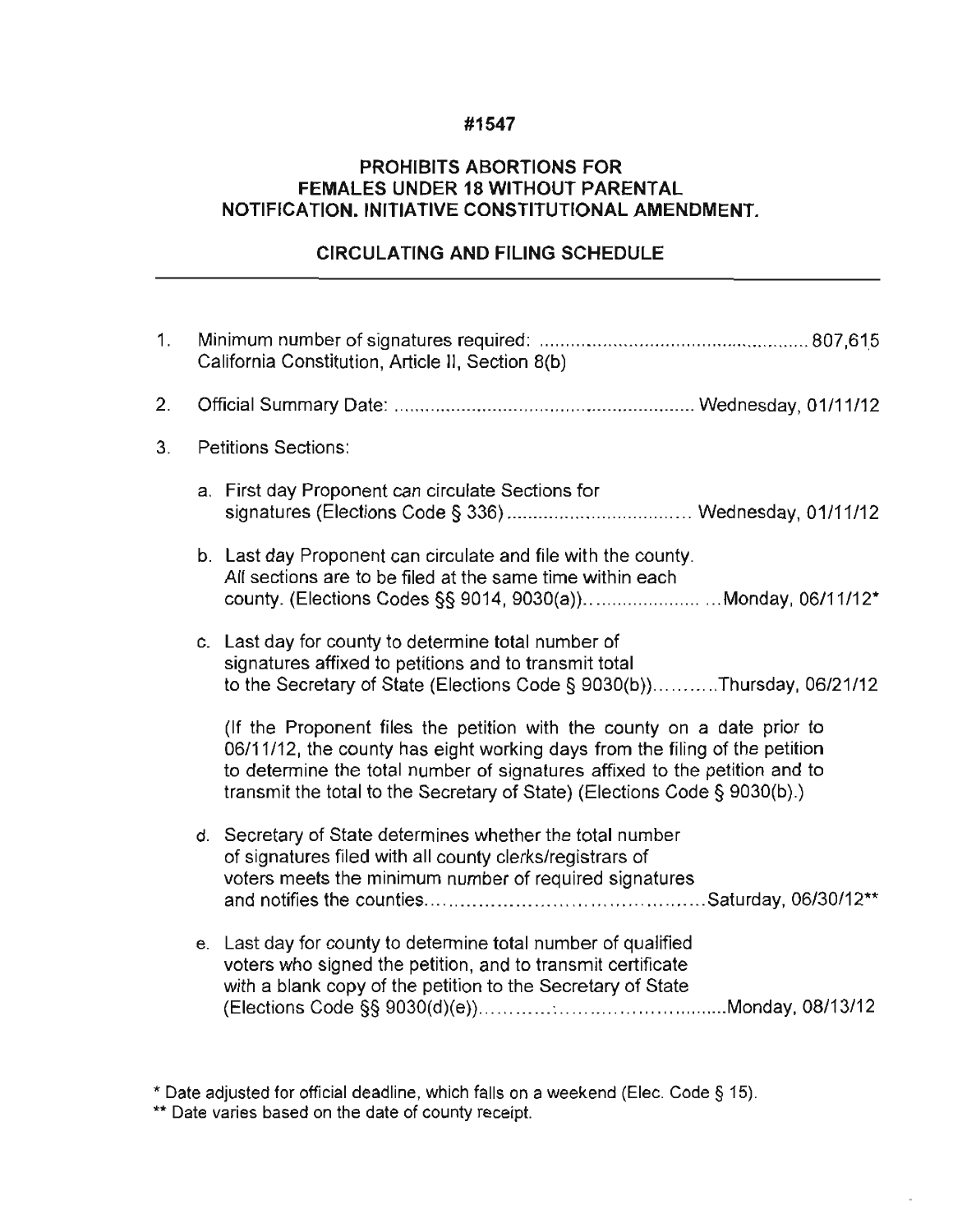# #1547

## PROHIBITS ABORTIONS FOR FEMALES UNDER 18 WITHOUT PARENTAL NOTIFICATION. INITIATIVE CONSTITUTIONAL AMENDMENT.

### CIRCULATING AND FILING SCHEDULE

1. Minimum number of signatures required: .................................................... 807,615
   California Constitution, Article II, Section 8(b)

2. Official Summary Date: ........................................................ Wednesday, 01/11/12

3. Petitions Sections:

   a. First day Proponent can circulate Sections for signatures (Elections Code § 336) .................................. Wednesday, 01/11/12

   b. Last day Proponent can circulate and file with the county. All sections are to be filed at the same time within each county. (Elections Codes §§ 9014, 9030(a)).................... ...Monday, 06/11/12*

   c. Last day for county to determine total number of signatures affixed to petitions and to transmit total to the Secretary of State (Elections Code § 9030(b))..........Thursday, 06/21/12

      (If the Proponent files the petition with the county on a date prior to 06/11/12, the county has eight working days from the filing of the petition to determine the total number of signatures affixed to the petition and to transmit the total to the Secretary of State) (Elections Code § 9030(b).)

   d. Secretary of State determines whether the total number of signatures filed with all county clerks/registrars of voters meets the minimum number of required signatures and notifies the counties..........................................Saturday, 06/30/12**

   e. Last day for county to determine total number of qualified voters who signed the petition, and to transmit certificate with a blank copy of the petition to the Secretary of State (Elections Code §§ 9030(d)(e))...........................................Monday, 08/13/12

\* Date adjusted for official deadline, which falls on a weekend (Elec. Code § 15).

\** Date varies based on the date of county receipt.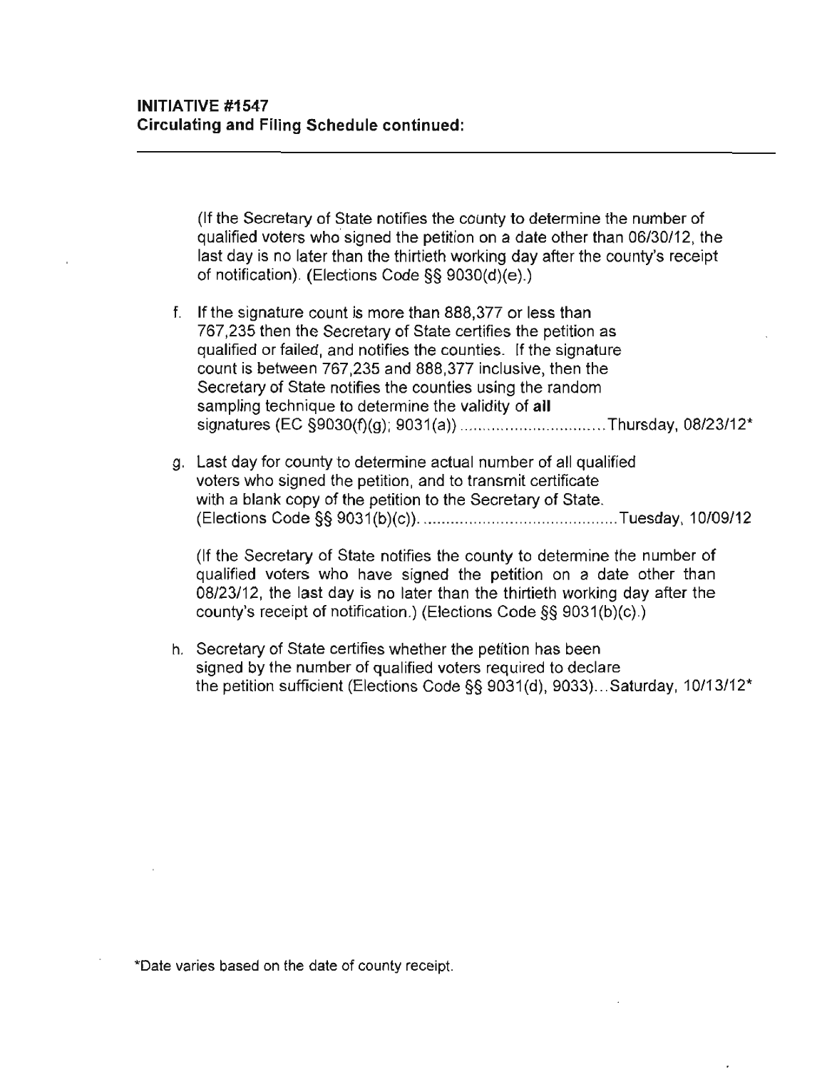**INITIATIVE #1547**
**Circulating and Filing Schedule continued:**

---

(If the Secretary of State notifies the county to determine the number of qualified voters who signed the petition on a date other than 06/30/12, the last day is no later than the thirtieth working day after the county's receipt of notification). (Elections Code §§ 9030(d)(e).)

f. If the signature count is more than 888,377 or less than 767,235 then the Secretary of State certifies the petition as qualified or failed, and notifies the counties. If the signature count is between 767,235 and 888,377 inclusive, then the Secretary of State notifies the counties using the random sampling technique to determine the validity of **all** signatures (EC §9030(f)(g); 9031(a)) ................................ Thursday, 08/23/12*

g. Last day for county to determine actual number of all qualified voters who signed the petition, and to transmit certificate with a blank copy of the petition to the Secretary of State. (Elections Code §§ 9031(b)(c)). ........................................... Tuesday, 10/09/12

(If the Secretary of State notifies the county to determine the number of qualified voters who have signed the petition on a date other than 08/23/12, the last day is no later than the thirtieth working day after the county's receipt of notification.) (Elections Code §§ 9031(b)(c).)

h. Secretary of State certifies whether the petition has been signed by the number of qualified voters required to declare the petition sufficient (Elections Code §§ 9031(d), 9033)... Saturday, 10/13/12*

*Date varies based on the date of county receipt.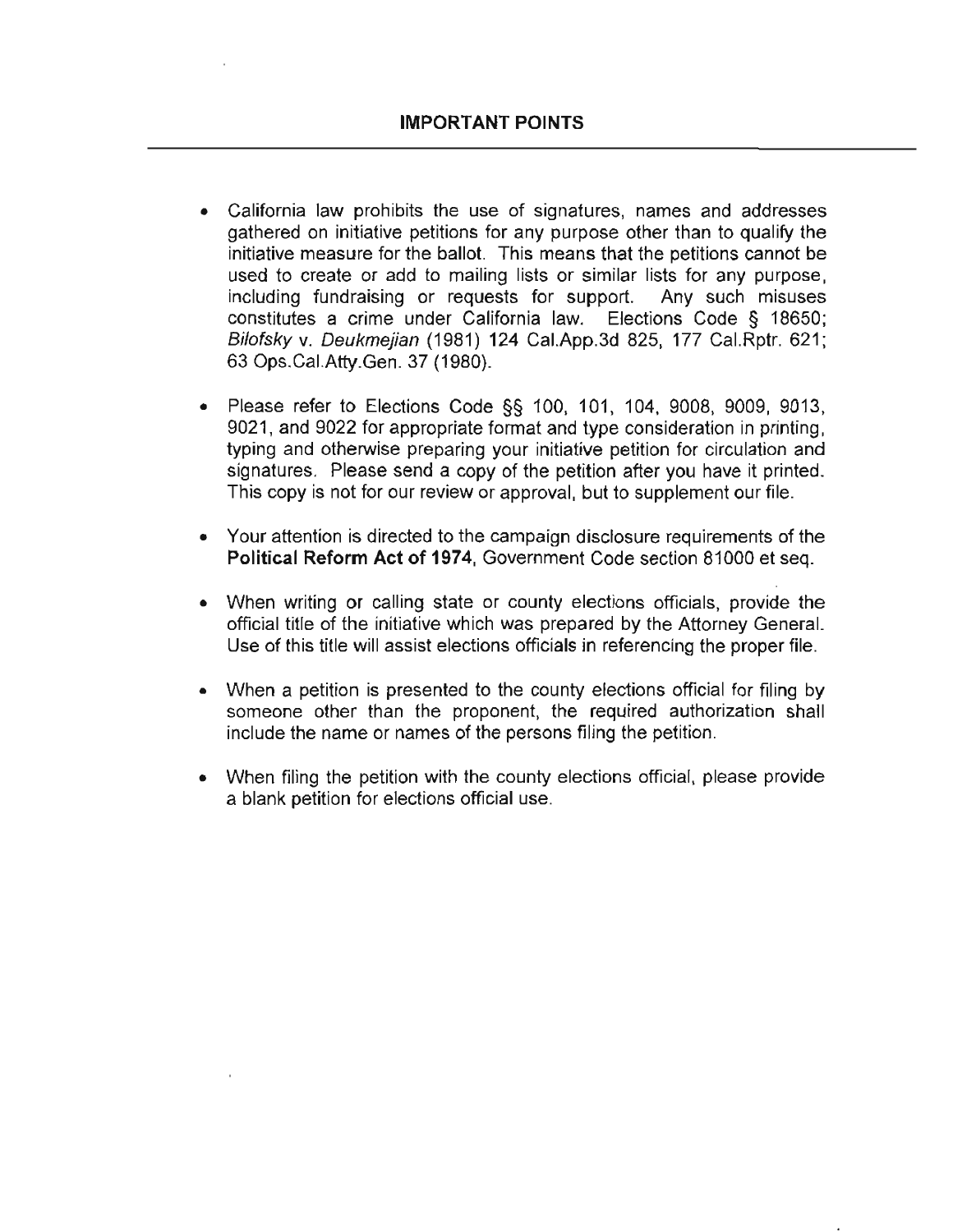## IMPORTANT POINTS

- California law prohibits the use of signatures, names and addresses gathered on initiative petitions for any purpose other than to qualify the initiative measure for the ballot. This means that the petitions cannot be used to create or add to mailing lists or similar lists for any purpose, including fundraising or requests for support. Any such misuses constitutes a crime under California law. Elections Code § 18650; *Bilofsky* v. *Deukmejian* (1981) 124 Cal.App.3d 825, 177 Cal.Rptr. 621; 63 Ops.Cal.Atty.Gen. 37 (1980).

- Please refer to Elections Code §§ 100, 101, 104, 9008, 9009, 9013, 9021, and 9022 for appropriate format and type consideration in printing, typing and otherwise preparing your initiative petition for circulation and signatures. Please send a copy of the petition after you have it printed. This copy is not for our review or approval, but to supplement our file.

- Your attention is directed to the campaign disclosure requirements of the **Political Reform Act of 1974**, Government Code section 81000 et seq.

- When writing or calling state or county elections officials, provide the official title of the initiative which was prepared by the Attorney General. Use of this title will assist elections officials in referencing the proper file.

- When a petition is presented to the county elections official for filing by someone other than the proponent, the required authorization shall include the name or names of the persons filing the petition.

- When filing the petition with the county elections official, please provide a blank petition for elections official use.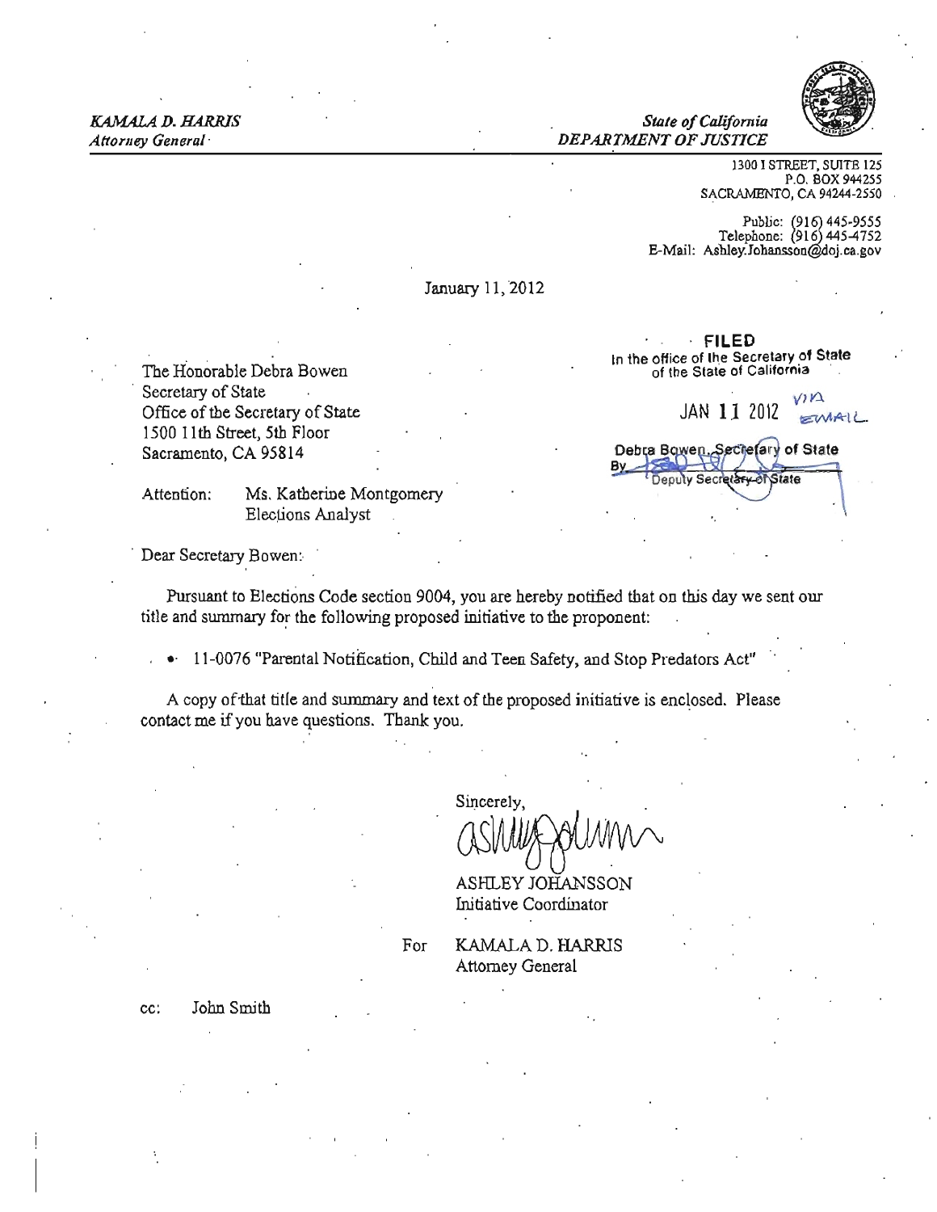*KAMALA D. HARRIS*
*Attorney General*

*State of California*
*DEPARTMENT OF JUSTICE*

1300 I STREET, SUITE 125
P.O. BOX 944255
SACRAMENTO, CA 94244-2550

Public: (916) 445-9555
Telephone: (916) 445-4752
E-Mail: Ashley.Johansson@doj.ca.gov

January 11, 2012

**FILED**
In the office of the Secretary of State
of the State of California

JAN 11 2012 VIA EMAIL

Debra Bowen, Secretary of State
By ______ Deputy Secretary of State

The Honorable Debra Bowen
Secretary of State
Office of the Secretary of State
1500 11th Street, 5th Floor
Sacramento, CA 95814

Attention: Ms. Katherine Montgomery
Elections Analyst

Dear Secretary Bowen:

Pursuant to Elections Code section 9004, you are hereby notified that on this day we sent our title and summary for the following proposed initiative to the proponent:

- 11-0076 "Parental Notification, Child and Teen Safety, and Stop Predators Act"

A copy of that title and summary and text of the proposed initiative is enclosed. Please contact me if you have questions. Thank you.

Sincerely,

ASHLEY JOHANSSON
Initiative Coordinator

For KAMALA D. HARRIS
Attorney General

cc: John Smith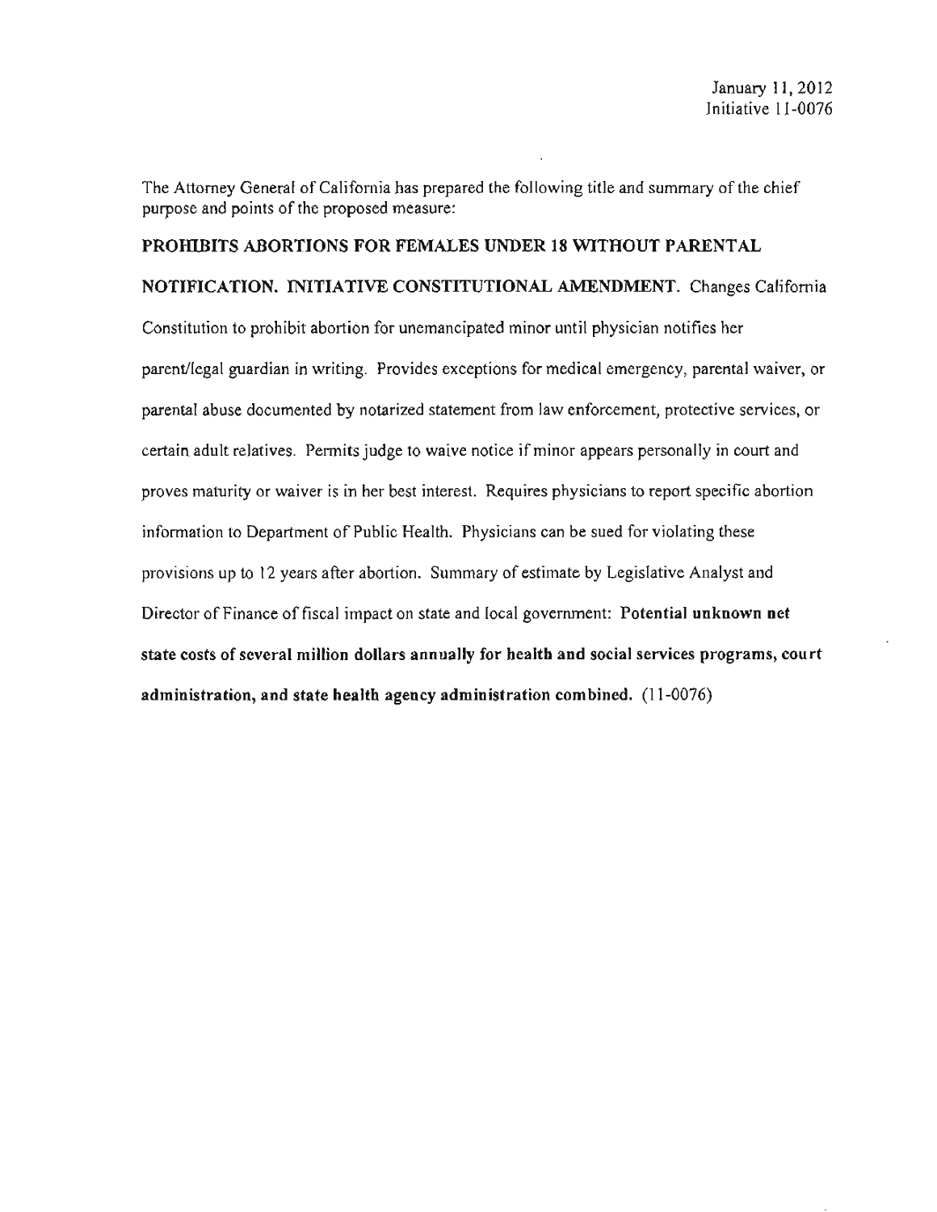January 11, 2012
Initiative 11-0076

The Attorney General of California has prepared the following title and summary of the chief purpose and points of the proposed measure:

**PROHIBITS ABORTIONS FOR FEMALES UNDER 18 WITHOUT PARENTAL NOTIFICATION. INITIATIVE CONSTITUTIONAL AMENDMENT.** Changes California Constitution to prohibit abortion for unemancipated minor until physician notifies her parent/legal guardian in writing. Provides exceptions for medical emergency, parental waiver, or parental abuse documented by notarized statement from law enforcement, protective services, or certain adult relatives. Permits judge to waive notice if minor appears personally in court and proves maturity or waiver is in her best interest. Requires physicians to report specific abortion information to Department of Public Health. Physicians can be sued for violating these provisions up to 12 years after abortion. Summary of estimate by Legislative Analyst and Director of Finance of fiscal impact on state and local government: **Potential unknown net state costs of several million dollars annually for health and social services programs, court administration, and state health agency administration combined.** (11-0076)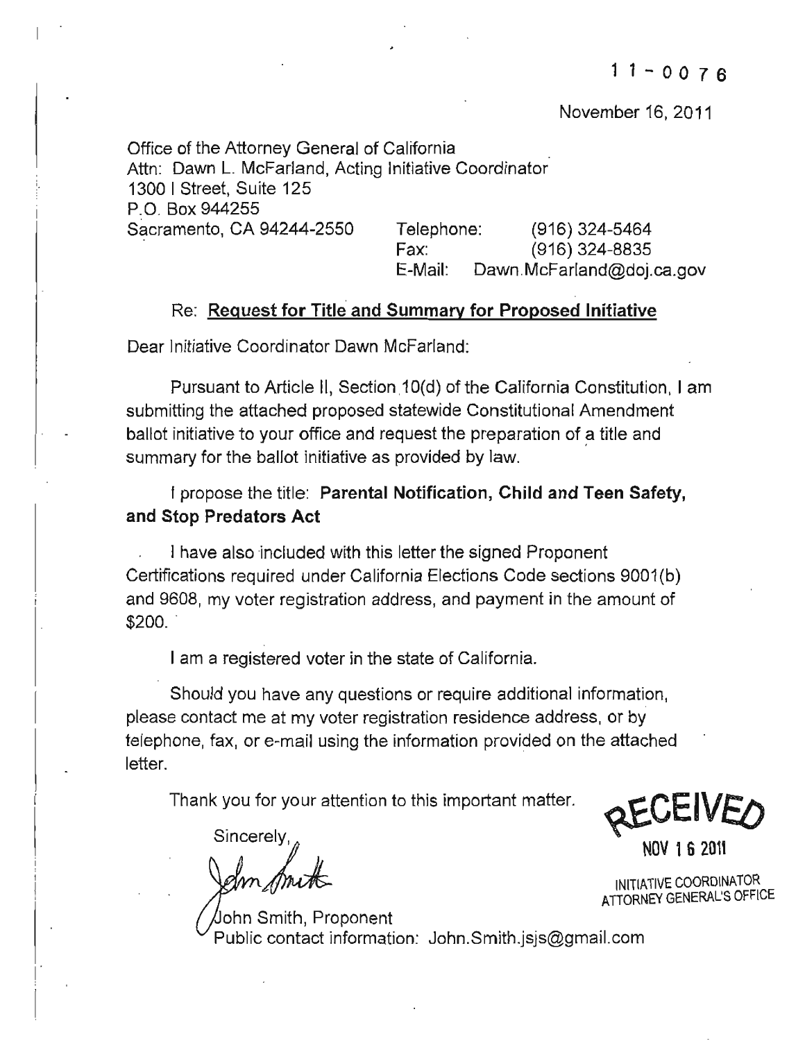11-0076

November 16, 2011

Office of the Attorney General of California
Attn: Dawn L. McFarland, Acting Initiative Coordinator
1300 I Street, Suite 125
P.O. Box 944255
Sacramento, CA 94244-2550

Telephone: (916) 324-5464
Fax: (916) 324-8835
E-Mail: Dawn.McFarland@doj.ca.gov

Re: **Request for Title and Summary for Proposed Initiative**

Dear Initiative Coordinator Dawn McFarland:

Pursuant to Article II, Section 10(d) of the California Constitution, I am submitting the attached proposed statewide Constitutional Amendment ballot initiative to your office and request the preparation of a title and summary for the ballot initiative as provided by law.

I propose the title: **Parental Notification, Child and Teen Safety, and Stop Predators Act**

I have also included with this letter the signed Proponent Certifications required under California Elections Code sections 9001(b) and 9608, my voter registration address, and payment in the amount of $200.

I am a registered voter in the state of California.

Should you have any questions or require additional information, please contact me at my voter registration residence address, or by telephone, fax, or e-mail using the information provided on the attached letter.

Thank you for your attention to this important matter.

Sincerely,

John Smith, Proponent
Public contact information: John.Smith.jsjs@gmail.com

RECEIVED
NOV 16 2011
INITIATIVE COORDINATOR
ATTORNEY GENERAL'S OFFICE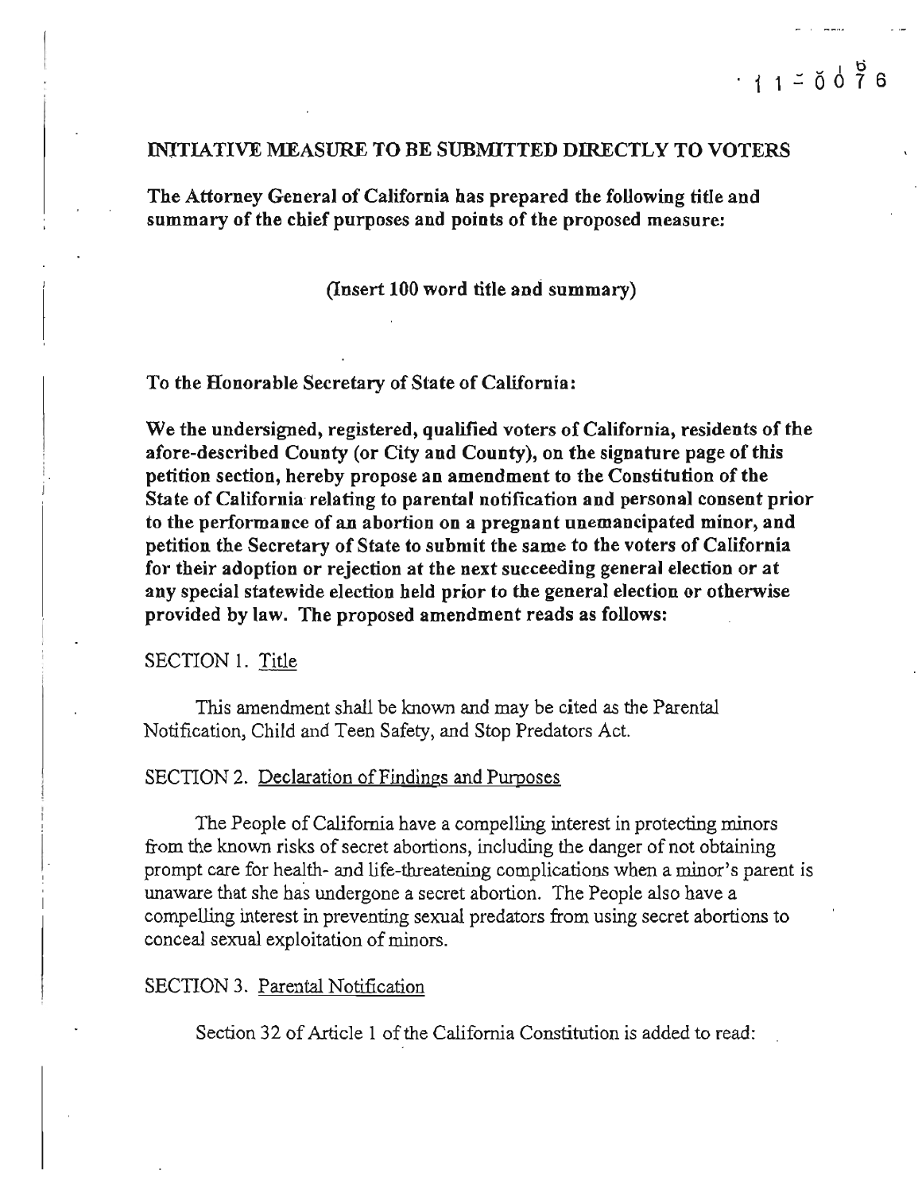11-0076

## INITIATIVE MEASURE TO BE SUBMITTED DIRECTLY TO VOTERS

**The Attorney General of California has prepared the following title and summary of the chief purposes and points of the proposed measure:**

**(Insert 100 word title and summary)**

**To the Honorable Secretary of State of California:**

**We the undersigned, registered, qualified voters of California, residents of the afore-described County (or City and County), on the signature page of this petition section, hereby propose an amendment to the Constitution of the State of California relating to parental notification and personal consent prior to the performance of an abortion on a pregnant unemancipated minor, and petition the Secretary of State to submit the same to the voters of California for their adoption or rejection at the next succeeding general election or at any special statewide election held prior to the general election or otherwise provided by law. The proposed amendment reads as follows:**

SECTION 1. Title

This amendment shall be known and may be cited as the Parental Notification, Child and Teen Safety, and Stop Predators Act.

SECTION 2. Declaration of Findings and Purposes

The People of California have a compelling interest in protecting minors from the known risks of secret abortions, including the danger of not obtaining prompt care for health- and life-threatening complications when a minor's parent is unaware that she has undergone a secret abortion. The People also have a compelling interest in preventing sexual predators from using secret abortions to conceal sexual exploitation of minors.

SECTION 3. Parental Notification

Section 32 of Article 1 of the California Constitution is added to read: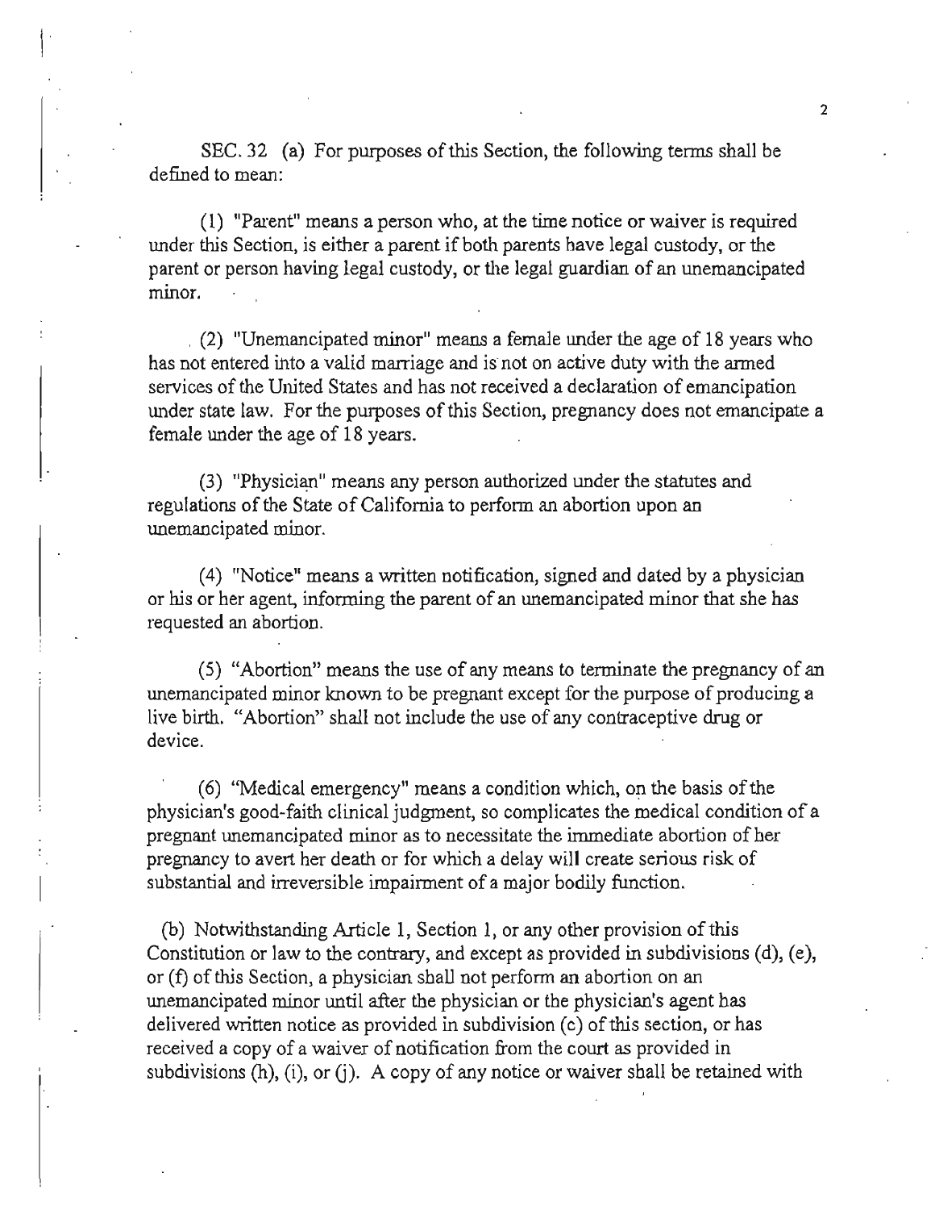SEC. 32 (a) For purposes of this Section, the following terms shall be defined to mean:

(1) "Parent" means a person who, at the time notice or waiver is required under this Section, is either a parent if both parents have legal custody, or the parent or person having legal custody, or the legal guardian of an unemancipated minor.

(2) "Unemancipated minor" means a female under the age of 18 years who has not entered into a valid marriage and is not on active duty with the armed services of the United States and has not received a declaration of emancipation under state law. For the purposes of this Section, pregnancy does not emancipate a female under the age of 18 years.

(3) "Physician" means any person authorized under the statutes and regulations of the State of California to perform an abortion upon an unemancipated minor.

(4) "Notice" means a written notification, signed and dated by a physician or his or her agent, informing the parent of an unemancipated minor that she has requested an abortion.

(5) "Abortion" means the use of any means to terminate the pregnancy of an unemancipated minor known to be pregnant except for the purpose of producing a live birth. "Abortion" shall not include the use of any contraceptive drug or device.

(6) "Medical emergency" means a condition which, on the basis of the physician's good-faith clinical judgment, so complicates the medical condition of a pregnant unemancipated minor as to necessitate the immediate abortion of her pregnancy to avert her death or for which a delay will create serious risk of substantial and irreversible impairment of a major bodily function.

(b) Notwithstanding Article 1, Section 1, or any other provision of this Constitution or law to the contrary, and except as provided in subdivisions (d), (e), or (f) of this Section, a physician shall not perform an abortion on an unemancipated minor until after the physician or the physician's agent has delivered written notice as provided in subdivision (c) of this section, or has received a copy of a waiver of notification from the court as provided in subdivisions (h), (i), or (j). A copy of any notice or waiver shall be retained with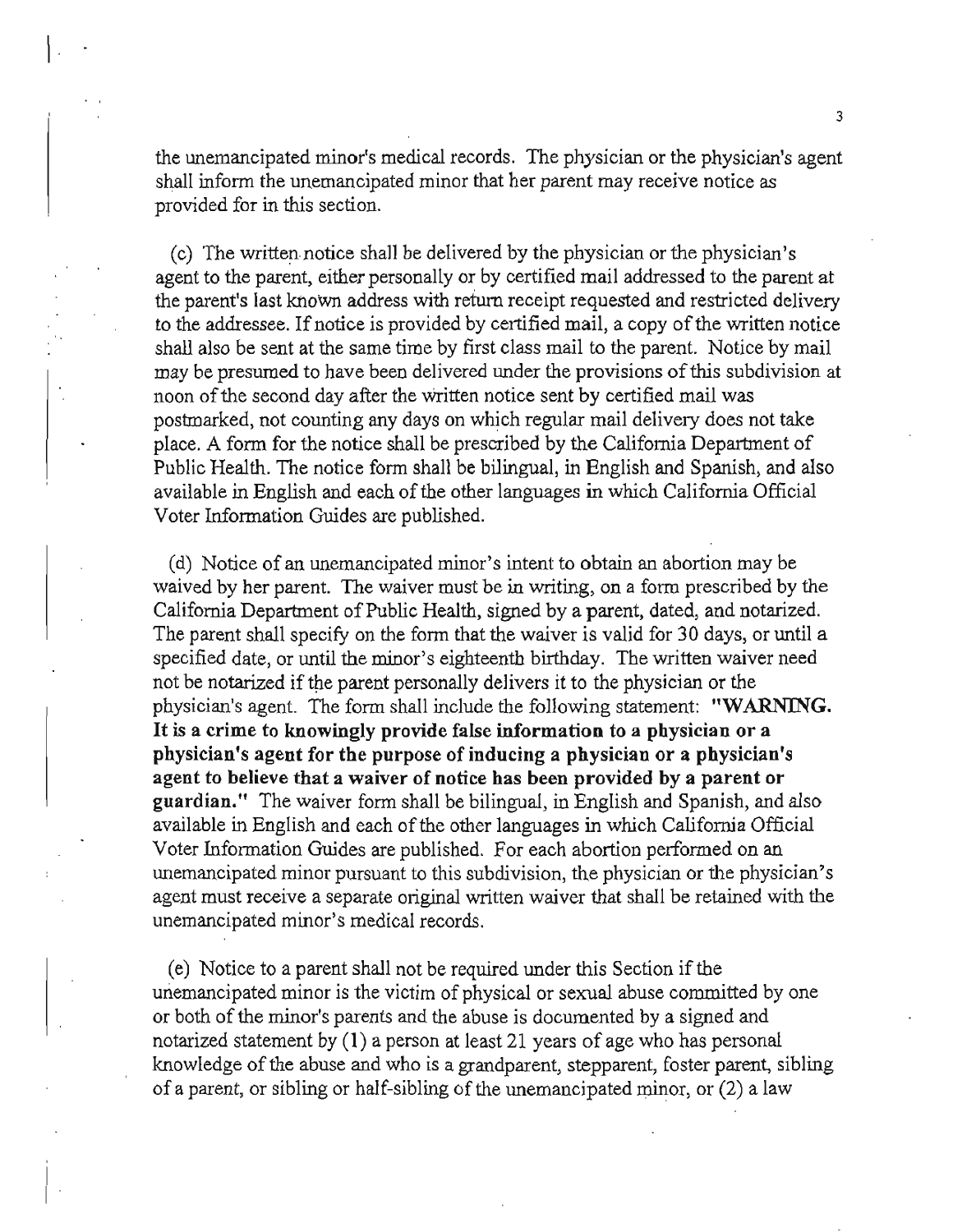the unemancipated minor's medical records. The physician or the physician's agent shall inform the unemancipated minor that her parent may receive notice as provided for in this section.

(c) The written notice shall be delivered by the physician or the physician's agent to the parent, either personally or by certified mail addressed to the parent at the parent's last known address with return receipt requested and restricted delivery to the addressee. If notice is provided by certified mail, a copy of the written notice shall also be sent at the same time by first class mail to the parent. Notice by mail may be presumed to have been delivered under the provisions of this subdivision at noon of the second day after the written notice sent by certified mail was postmarked, not counting any days on which regular mail delivery does not take place. A form for the notice shall be prescribed by the California Department of Public Health. The notice form shall be bilingual, in English and Spanish, and also available in English and each of the other languages in which California Official Voter Information Guides are published.

(d) Notice of an unemancipated minor's intent to obtain an abortion may be waived by her parent. The waiver must be in writing, on a form prescribed by the California Department of Public Health, signed by a parent, dated, and notarized. The parent shall specify on the form that the waiver is valid for 30 days, or until a specified date, or until the minor's eighteenth birthday. The written waiver need not be notarized if the parent personally delivers it to the physician or the physician's agent. The form shall include the following statement: **"WARNING. It is a crime to knowingly provide false information to a physician or a physician's agent for the purpose of inducing a physician or a physician's agent to believe that a waiver of notice has been provided by a parent or guardian."** The waiver form shall be bilingual, in English and Spanish, and also available in English and each of the other languages in which California Official Voter Information Guides are published. For each abortion performed on an unemancipated minor pursuant to this subdivision, the physician or the physician's agent must receive a separate original written waiver that shall be retained with the unemancipated minor's medical records.

(e) Notice to a parent shall not be required under this Section if the unemancipated minor is the victim of physical or sexual abuse committed by one or both of the minor's parents and the abuse is documented by a signed and notarized statement by (1) a person at least 21 years of age who has personal knowledge of the abuse and who is a grandparent, stepparent, foster parent, sibling of a parent, or sibling or half-sibling of the unemancipated minor, or (2) a law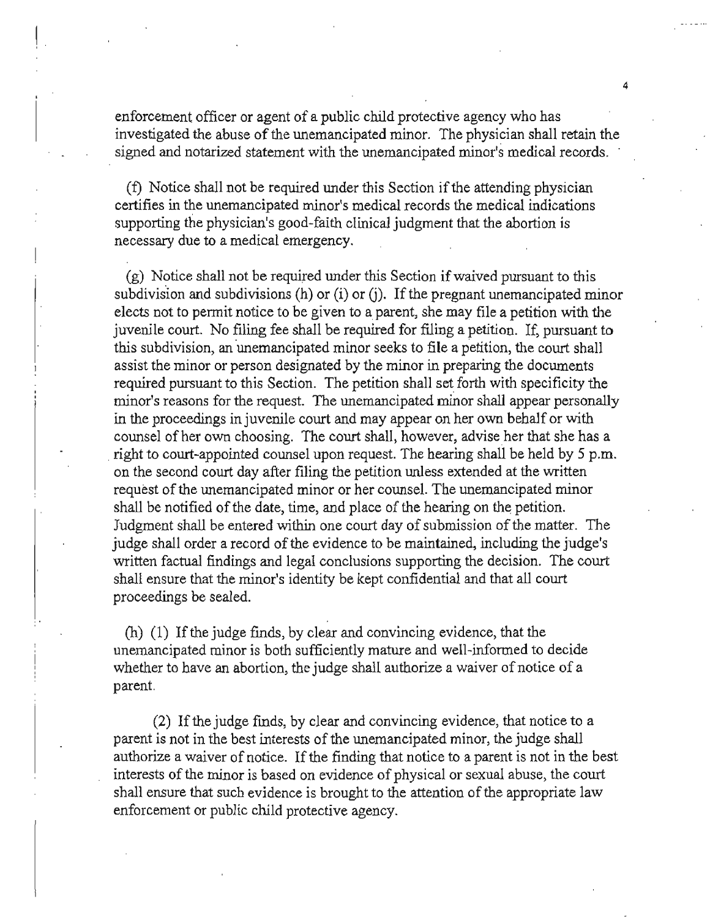enforcement officer or agent of a public child protective agency who has investigated the abuse of the unemancipated minor. The physician shall retain the signed and notarized statement with the unemancipated minor's medical records.

(f) Notice shall not be required under this Section if the attending physician certifies in the unemancipated minor's medical records the medical indications supporting the physician's good-faith clinical judgment that the abortion is necessary due to a medical emergency.

(g) Notice shall not be required under this Section if waived pursuant to this subdivision and subdivisions (h) or (i) or (j). If the pregnant unemancipated minor elects not to permit notice to be given to a parent, she may file a petition with the juvenile court. No filing fee shall be required for filing a petition. If, pursuant to this subdivision, an unemancipated minor seeks to file a petition, the court shall assist the minor or person designated by the minor in preparing the documents required pursuant to this Section. The petition shall set forth with specificity the minor's reasons for the request. The unemancipated minor shall appear personally in the proceedings in juvenile court and may appear on her own behalf or with counsel of her own choosing. The court shall, however, advise her that she has a right to court-appointed counsel upon request. The hearing shall be held by 5 p.m. on the second court day after filing the petition unless extended at the written request of the unemancipated minor or her counsel. The unemancipated minor shall be notified of the date, time, and place of the hearing on the petition. Judgment shall be entered within one court day of submission of the matter. The judge shall order a record of the evidence to be maintained, including the judge's written factual findings and legal conclusions supporting the decision. The court shall ensure that the minor's identity be kept confidential and that all court proceedings be sealed.

(h) (1) If the judge finds, by clear and convincing evidence, that the unemancipated minor is both sufficiently mature and well-informed to decide whether to have an abortion, the judge shall authorize a waiver of notice of a parent.

(2) If the judge finds, by clear and convincing evidence, that notice to a parent is not in the best interests of the unemancipated minor, the judge shall authorize a waiver of notice. If the finding that notice to a parent is not in the best interests of the minor is based on evidence of physical or sexual abuse, the court shall ensure that such evidence is brought to the attention of the appropriate law enforcement or public child protective agency.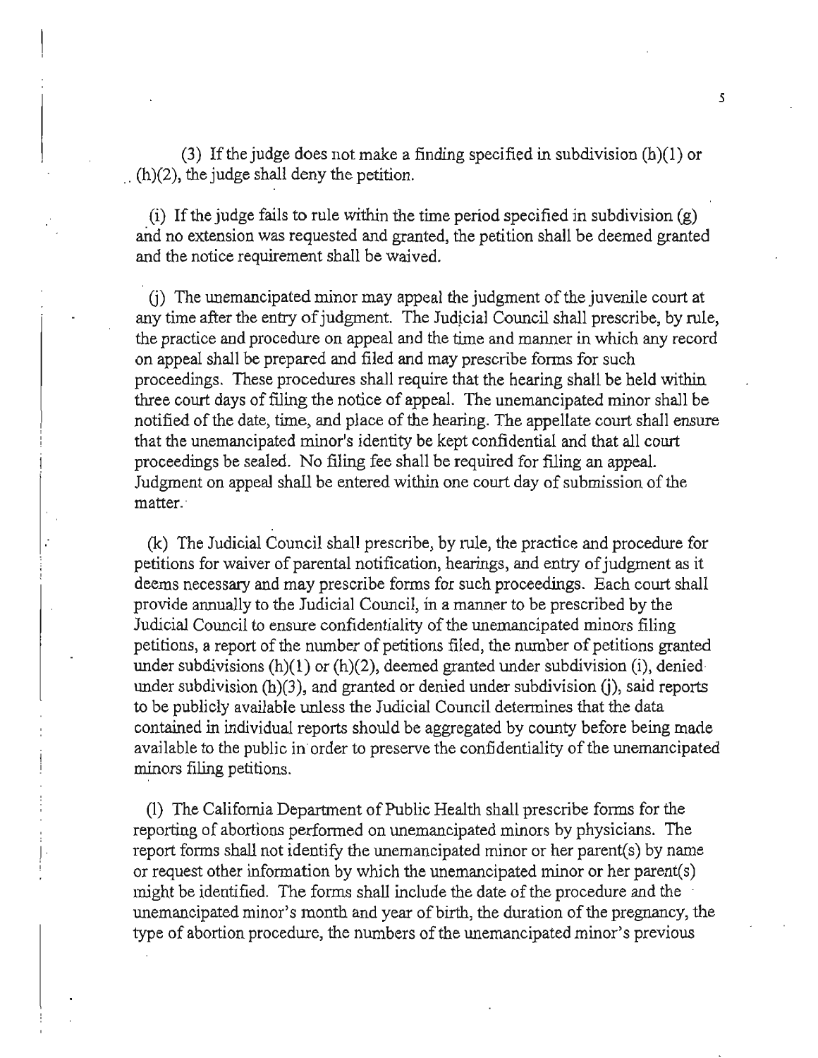(3) If the judge does not make a finding specified in subdivision (h)(1) or (h)(2), the judge shall deny the petition.

(i) If the judge fails to rule within the time period specified in subdivision (g) and no extension was requested and granted, the petition shall be deemed granted and the notice requirement shall be waived.

(j) The unemancipated minor may appeal the judgment of the juvenile court at any time after the entry of judgment. The Judicial Council shall prescribe, by rule, the practice and procedure on appeal and the time and manner in which any record on appeal shall be prepared and filed and may prescribe forms for such proceedings. These procedures shall require that the hearing shall be held within three court days of filing the notice of appeal. The unemancipated minor shall be notified of the date, time, and place of the hearing. The appellate court shall ensure that the unemancipated minor's identity be kept confidential and that all court proceedings be sealed. No filing fee shall be required for filing an appeal. Judgment on appeal shall be entered within one court day of submission of the matter.

(k) The Judicial Council shall prescribe, by rule, the practice and procedure for petitions for waiver of parental notification, hearings, and entry of judgment as it deems necessary and may prescribe forms for such proceedings. Each court shall provide annually to the Judicial Council, in a manner to be prescribed by the Judicial Council to ensure confidentiality of the unemancipated minors filing petitions, a report of the number of petitions filed, the number of petitions granted under subdivisions (h)(1) or (h)(2), deemed granted under subdivision (i), denied under subdivision (h)(3), and granted or denied under subdivision (j), said reports to be publicly available unless the Judicial Council determines that the data contained in individual reports should be aggregated by county before being made available to the public in order to preserve the confidentiality of the unemancipated minors filing petitions.

(l) The California Department of Public Health shall prescribe forms for the reporting of abortions performed on unemancipated minors by physicians. The report forms shall not identify the unemancipated minor or her parent(s) by name or request other information by which the unemancipated minor or her parent(s) might be identified. The forms shall include the date of the procedure and the unemancipated minor's month and year of birth, the duration of the pregnancy, the type of abortion procedure, the numbers of the unemancipated minor's previous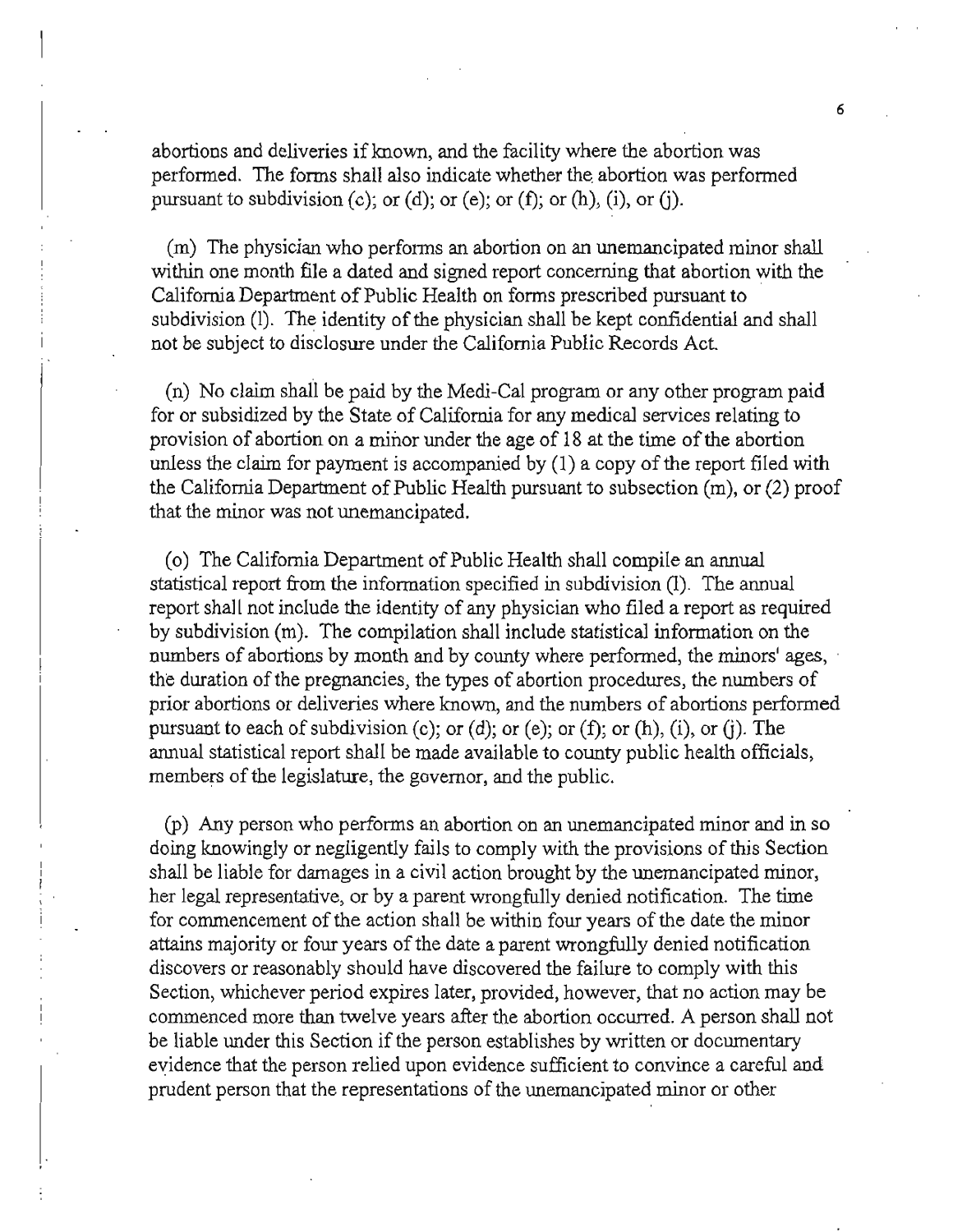abortions and deliveries if known, and the facility where the abortion was performed. The forms shall also indicate whether the abortion was performed pursuant to subdivision (c); or (d); or (e); or (f); or (h), (i), or (j).

(m) The physician who performs an abortion on an unemancipated minor shall within one month file a dated and signed report concerning that abortion with the California Department of Public Health on forms prescribed pursuant to subdivision (l). The identity of the physician shall be kept confidential and shall not be subject to disclosure under the California Public Records Act.

(n) No claim shall be paid by the Medi-Cal program or any other program paid for or subsidized by the State of California for any medical services relating to provision of abortion on a minor under the age of 18 at the time of the abortion unless the claim for payment is accompanied by (1) a copy of the report filed with the California Department of Public Health pursuant to subsection (m), or (2) proof that the minor was not unemancipated.

(o) The California Department of Public Health shall compile an annual statistical report from the information specified in subdivision (l). The annual report shall not include the identity of any physician who filed a report as required by subdivision (m). The compilation shall include statistical information on the numbers of abortions by month and by county where performed, the minors' ages, the duration of the pregnancies, the types of abortion procedures, the numbers of prior abortions or deliveries where known, and the numbers of abortions performed pursuant to each of subdivision (c); or (d); or (e); or (f); or (h), (i), or (j). The annual statistical report shall be made available to county public health officials, members of the legislature, the governor, and the public.

(p) Any person who performs an abortion on an unemancipated minor and in so doing knowingly or negligently fails to comply with the provisions of this Section shall be liable for damages in a civil action brought by the unemancipated minor, her legal representative, or by a parent wrongfully denied notification. The time for commencement of the action shall be within four years of the date the minor attains majority or four years of the date a parent wrongfully denied notification discovers or reasonably should have discovered the failure to comply with this Section, whichever period expires later, provided, however, that no action may be commenced more than twelve years after the abortion occurred. A person shall not be liable under this Section if the person establishes by written or documentary evidence that the person relied upon evidence sufficient to convince a careful and prudent person that the representations of the unemancipated minor or other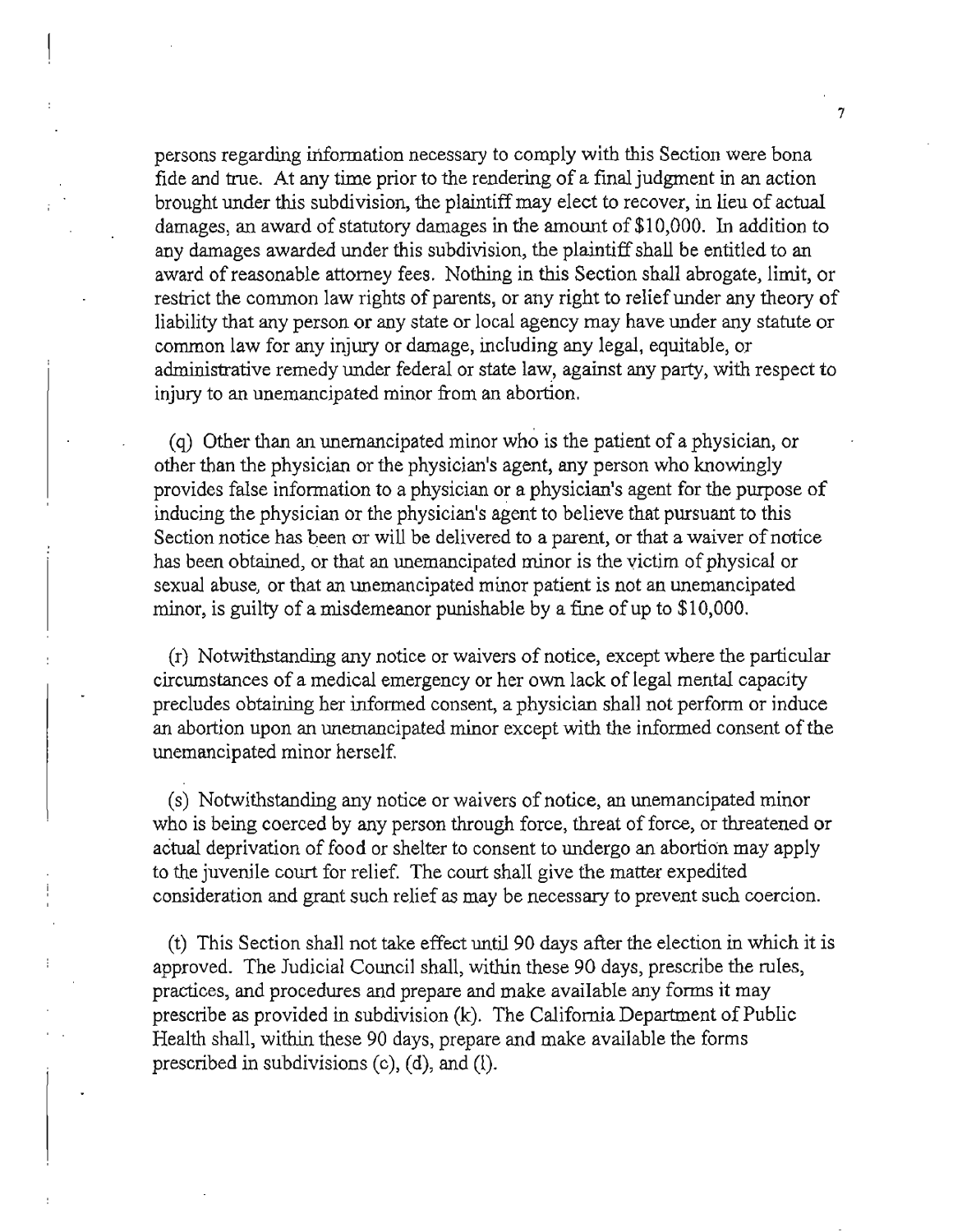persons regarding information necessary to comply with this Section were bona fide and true. At any time prior to the rendering of a final judgment in an action brought under this subdivision, the plaintiff may elect to recover, in lieu of actual damages, an award of statutory damages in the amount of $10,000. In addition to any damages awarded under this subdivision, the plaintiff shall be entitled to an award of reasonable attorney fees. Nothing in this Section shall abrogate, limit, or restrict the common law rights of parents, or any right to relief under any theory of liability that any person or any state or local agency may have under any statute or common law for any injury or damage, including any legal, equitable, or administrative remedy under federal or state law, against any party, with respect to injury to an unemancipated minor from an abortion.

(q) Other than an unemancipated minor who is the patient of a physician, or other than the physician or the physician's agent, any person who knowingly provides false information to a physician or a physician's agent for the purpose of inducing the physician or the physician's agent to believe that pursuant to this Section notice has been or will be delivered to a parent, or that a waiver of notice has been obtained, or that an unemancipated minor is the victim of physical or sexual abuse, or that an unemancipated minor patient is not an unemancipated minor, is guilty of a misdemeanor punishable by a fine of up to $10,000.

(r) Notwithstanding any notice or waivers of notice, except where the particular circumstances of a medical emergency or her own lack of legal mental capacity precludes obtaining her informed consent, a physician shall not perform or induce an abortion upon an unemancipated minor except with the informed consent of the unemancipated minor herself.

(s) Notwithstanding any notice or waivers of notice, an unemancipated minor who is being coerced by any person through force, threat of force, or threatened or actual deprivation of food or shelter to consent to undergo an abortion may apply to the juvenile court for relief. The court shall give the matter expedited consideration and grant such relief as may be necessary to prevent such coercion.

(t) This Section shall not take effect until 90 days after the election in which it is approved. The Judicial Council shall, within these 90 days, prescribe the rules, practices, and procedures and prepare and make available any forms it may prescribe as provided in subdivision (k). The California Department of Public Health shall, within these 90 days, prepare and make available the forms prescribed in subdivisions (c), (d), and (l).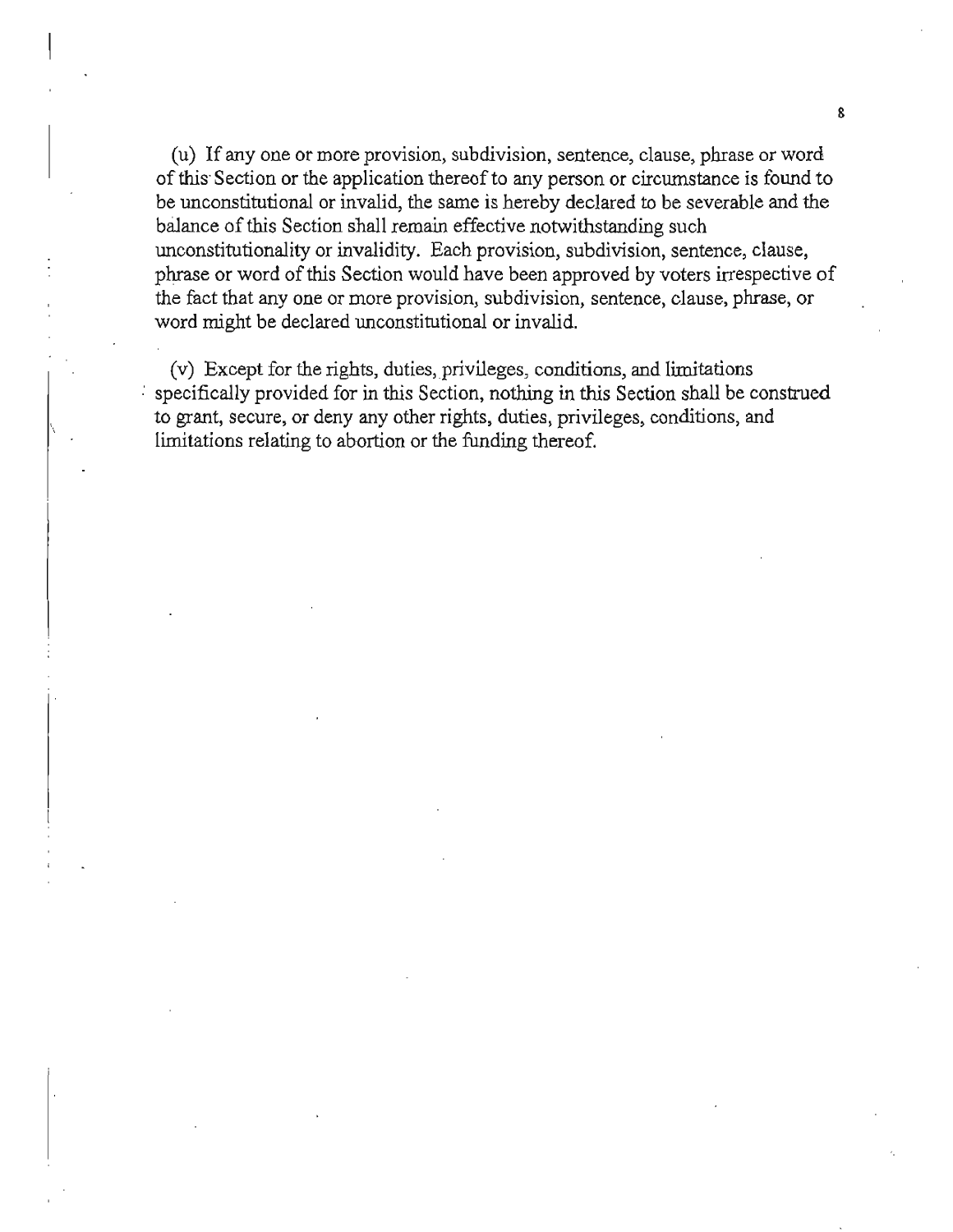(u) If any one or more provision, subdivision, sentence, clause, phrase or word of this Section or the application thereof to any person or circumstance is found to be unconstitutional or invalid, the same is hereby declared to be severable and the balance of this Section shall remain effective notwithstanding such unconstitutionality or invalidity. Each provision, subdivision, sentence, clause, phrase or word of this Section would have been approved by voters irrespective of the fact that any one or more provision, subdivision, sentence, clause, phrase, or word might be declared unconstitutional or invalid.

(v) Except for the rights, duties, privileges, conditions, and limitations specifically provided for in this Section, nothing in this Section shall be construed to grant, secure, or deny any other rights, duties, privileges, conditions, and limitations relating to abortion or the funding thereof.